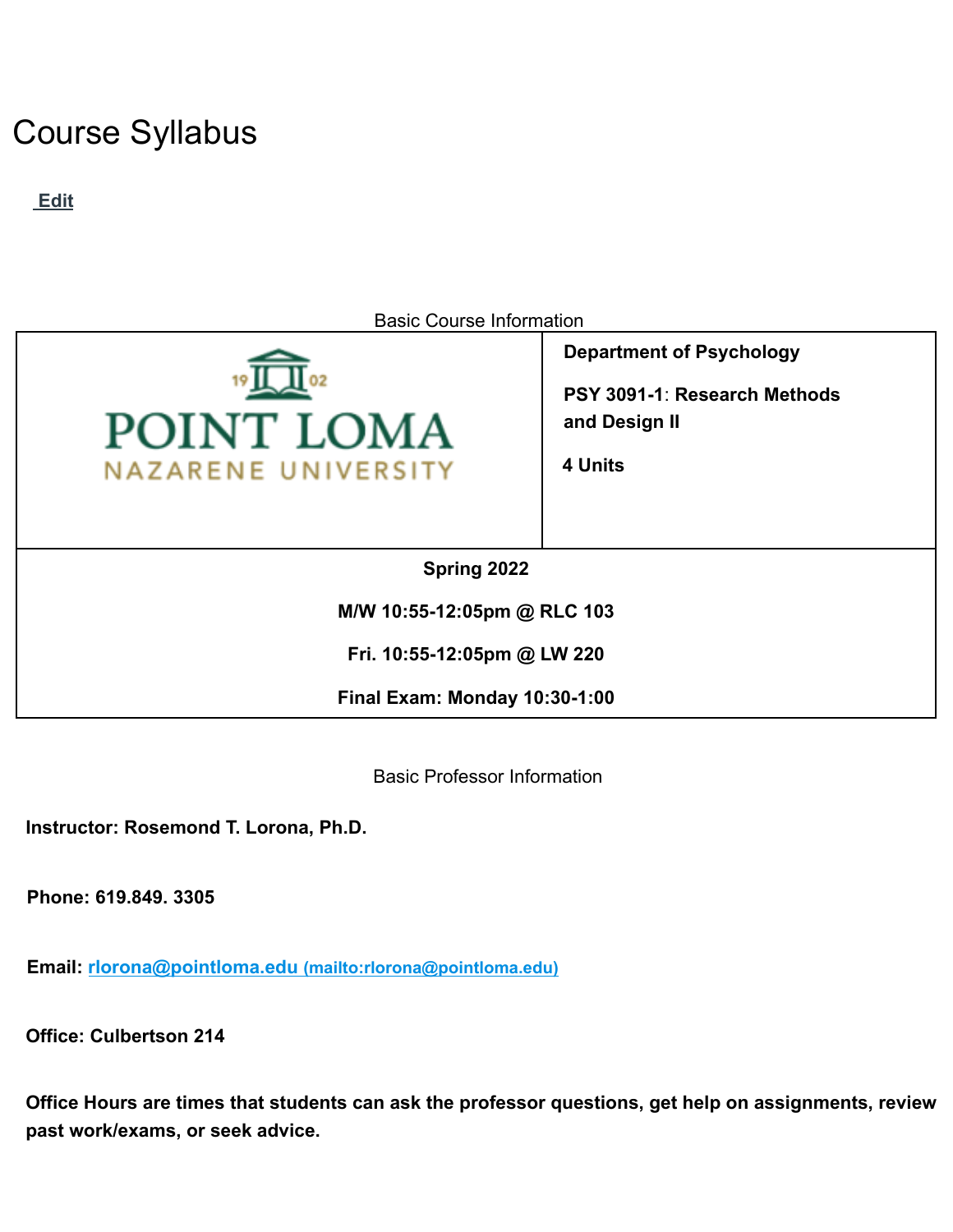# Course Syllabus

**Edit**

Basic Course Information

| | **Department of Psychology**<br><br>**PSY 3091-1: Research Methods and Design II**<br><br>**4 Units** |
|---|---|
| **Spring 2022**<br><br>**M/W 10:55-12:05pm @ RLC 103**<br><br>**Fri. 10:55-12:05pm @ LW 220**<br><br>**Final Exam: Monday 10:30-1:00** | |

Basic Professor Information

**Instructor: Rosemond T. Lorona, Ph.D.**

**Phone: 619.849. 3305**

**Email: rlorona@pointloma.edu (mailto:rlorona@pointloma.edu)**

**Office: Culbertson 214**

**Office Hours are times that students can ask the professor questions, get help on assignments, review past work/exams, or seek advice.**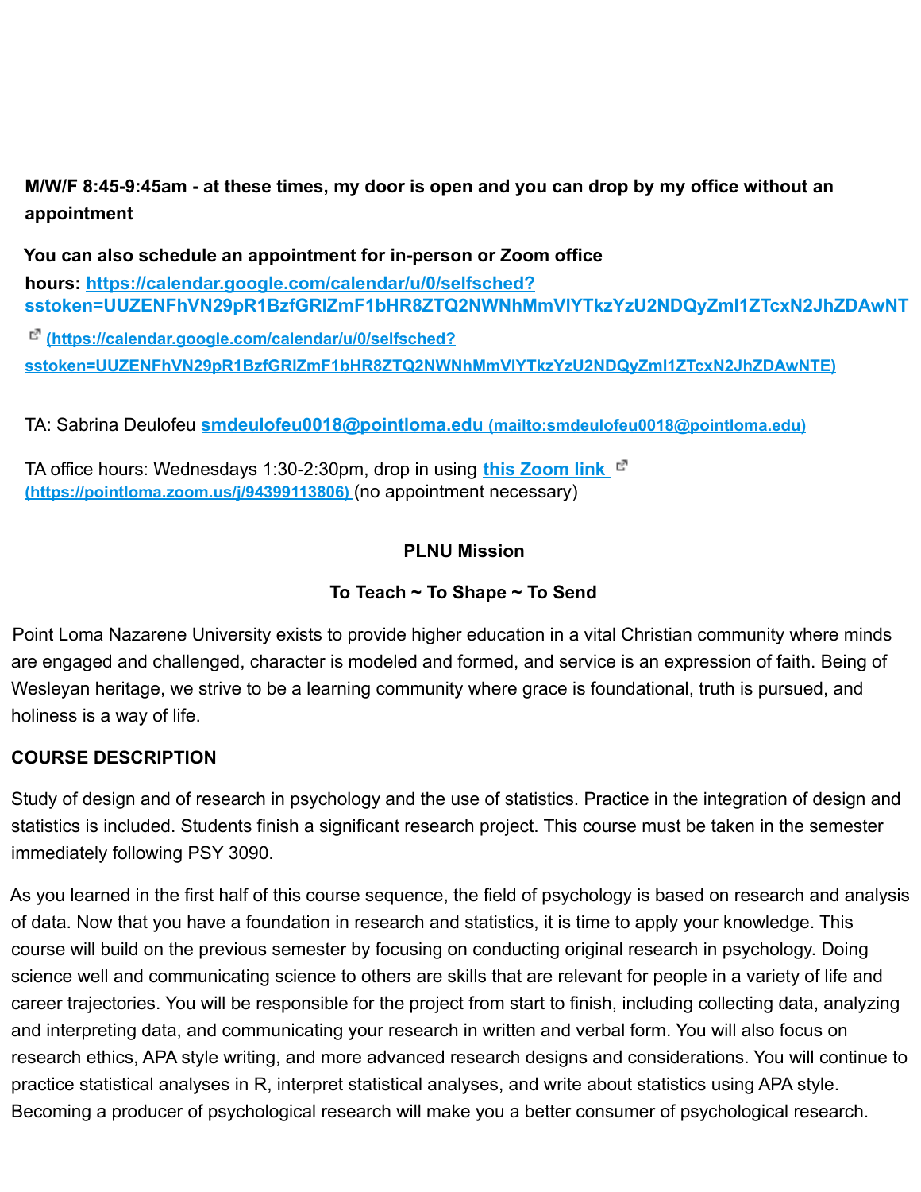**M/W/F 8:45-9:45am - at these times, my door is open and you can drop by my office without an appointment**

**You can also schedule an appointment for in-person or Zoom office hours: [https://calendar.google.com/calendar/u/0/selfsched?sstoken=UUZENFhVN29pR1BzfGRlZmF1bHR8ZTQ2NWNhMmVlYTkzYzU2NDQyZmI1ZTcxN2JhZDAwNT](https://calendar.google.com/calendar/u/0/selfsched?sstoken=UUZENFhVN29pR1BzfGRlZmF1bHR8ZTQ2NWNhMmVlYTkzYzU2NDQyZmI1ZTcxN2JhZDAwNTE) (https://calendar.google.com/calendar/u/0/selfsched?sstoken=UUZENFhVN29pR1BzfGRlZmF1bHR8ZTQ2NWNhMmVlYTkzYzU2NDQyZmI1ZTcxN2JhZDAwNTE)**

TA: Sabrina Deulofeu [smdeulofeu0018@pointloma.edu](mailto:smdeulofeu0018@pointloma.edu) (mailto:smdeulofeu0018@pointloma.edu)

TA office hours: Wednesdays 1:30-2:30pm, drop in using [this Zoom link](https://pointloma.zoom.us/j/94399113806) (https://pointloma.zoom.us/j/94399113806) (no appointment necessary)

**PLNU Mission**

**To Teach ~ To Shape ~ To Send**

Point Loma Nazarene University exists to provide higher education in a vital Christian community where minds are engaged and challenged, character is modeled and formed, and service is an expression of faith. Being of Wesleyan heritage, we strive to be a learning community where grace is foundational, truth is pursued, and holiness is a way of life.

## COURSE DESCRIPTION

Study of design and of research in psychology and the use of statistics. Practice in the integration of design and statistics is included. Students finish a significant research project. This course must be taken in the semester immediately following PSY 3090.

As you learned in the first half of this course sequence, the field of psychology is based on research and analysis of data. Now that you have a foundation in research and statistics, it is time to apply your knowledge. This course will build on the previous semester by focusing on conducting original research in psychology. Doing science well and communicating science to others are skills that are relevant for people in a variety of life and career trajectories. You will be responsible for the project from start to finish, including collecting data, analyzing and interpreting data, and communicating your research in written and verbal form. You will also focus on research ethics, APA style writing, and more advanced research designs and considerations. You will continue to practice statistical analyses in R, interpret statistical analyses, and write about statistics using APA style. Becoming a producer of psychological research will make you a better consumer of psychological research.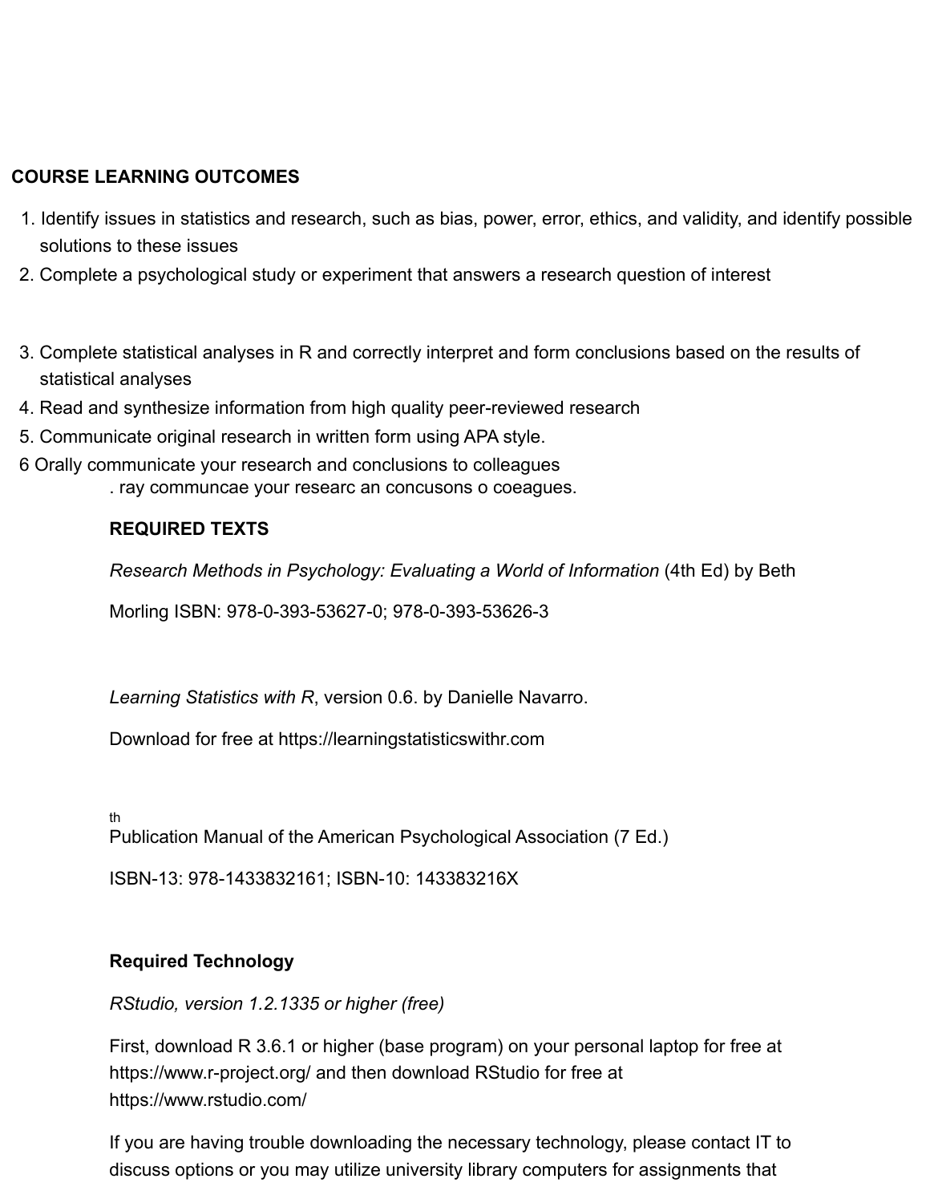## COURSE LEARNING OUTCOMES

1. Identify issues in statistics and research, such as bias, power, error, ethics, and validity, and identify possible solutions to these issues
2. Complete a psychological study or experiment that answers a research question of interest
3. Complete statistical analyses in R and correctly interpret and form conclusions based on the results of statistical analyses
4. Read and synthesize information from high quality peer-reviewed research
5. Communicate original research in written form using APA style.

6 Orally communicate your research and conclusions to colleagues

. ray communcae your researc an concusons o coeagues.

**REQUIRED TEXTS**

*Research Methods in Psychology: Evaluating a World of Information* (4th Ed) by Beth Morling ISBN: 978-0-393-53627-0; 978-0-393-53626-3

*Learning Statistics with R*, version 0.6. by Danielle Navarro.

Download for free at https://learningstatisticswithr.com

Publication Manual of the American Psychological Association (7th Ed.)

ISBN-13: 978-1433832161; ISBN-10: 143383216X

**Required Technology**

*RStudio, version 1.2.1335 or higher (free)*

First, download R 3.6.1 or higher (base program) on your personal laptop for free at https://www.r-project.org/ and then download RStudio for free at https://www.rstudio.com/

If you are having trouble downloading the necessary technology, please contact IT to discuss options or you may utilize university library computers for assignments that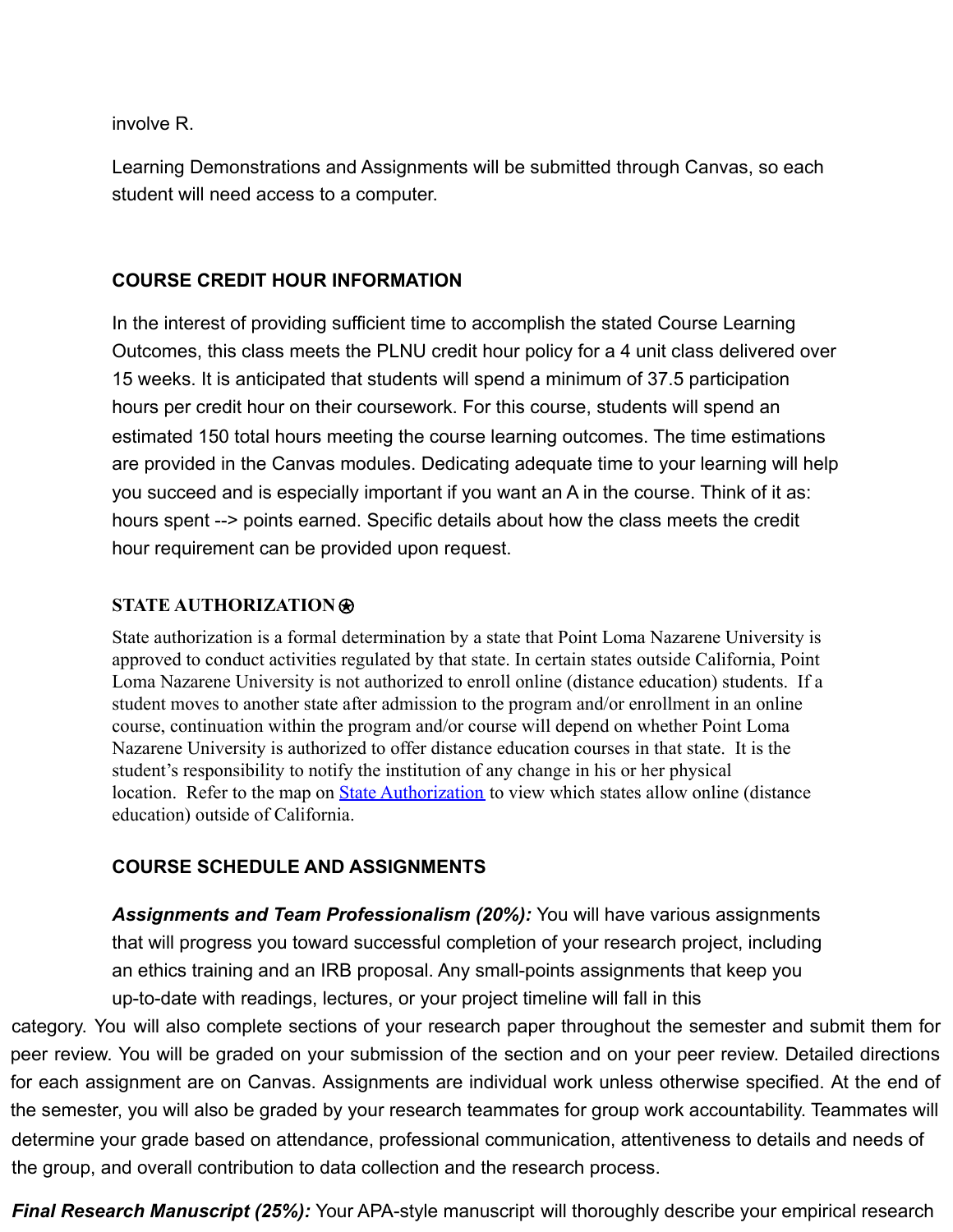involve R.

Learning Demonstrations and Assignments will be submitted through Canvas, so each student will need access to a computer.

## COURSE CREDIT HOUR INFORMATION

In the interest of providing sufficient time to accomplish the stated Course Learning Outcomes, this class meets the PLNU credit hour policy for a 4 unit class delivered over 15 weeks. It is anticipated that students will spend a minimum of 37.5 participation hours per credit hour on their coursework. For this course, students will spend an estimated 150 total hours meeting the course learning outcomes. The time estimations are provided in the Canvas modules. Dedicating adequate time to your learning will help you succeed and is especially important if you want an A in the course. Think of it as: hours spent --> points earned. Specific details about how the class meets the credit hour requirement can be provided upon request.

## STATE AUTHORIZATION⍟

State authorization is a formal determination by a state that Point Loma Nazarene University is approved to conduct activities regulated by that state. In certain states outside California, Point Loma Nazarene University is not authorized to enroll online (distance education) students. If a student moves to another state after admission to the program and/or enrollment in an online course, continuation within the program and/or course will depend on whether Point Loma Nazarene University is authorized to offer distance education courses in that state. It is the student's responsibility to notify the institution of any change in his or her physical location. Refer to the map on State Authorization to view which states allow online (distance education) outside of California.

## COURSE SCHEDULE AND ASSIGNMENTS

***Assignments and Team Professionalism (20%):*** You will have various assignments that will progress you toward successful completion of your research project, including an ethics training and an IRB proposal. Any small-points assignments that keep you up-to-date with readings, lectures, or your project timeline will fall in this category. You will also complete sections of your research paper throughout the semester and submit them for peer review. You will be graded on your submission of the section and on your peer review. Detailed directions for each assignment are on Canvas. Assignments are individual work unless otherwise specified. At the end of the semester, you will also be graded by your research teammates for group work accountability. Teammates will determine your grade based on attendance, professional communication, attentiveness to details and needs of the group, and overall contribution to data collection and the research process.

***Final Research Manuscript (25%):*** Your APA-style manuscript will thoroughly describe your empirical research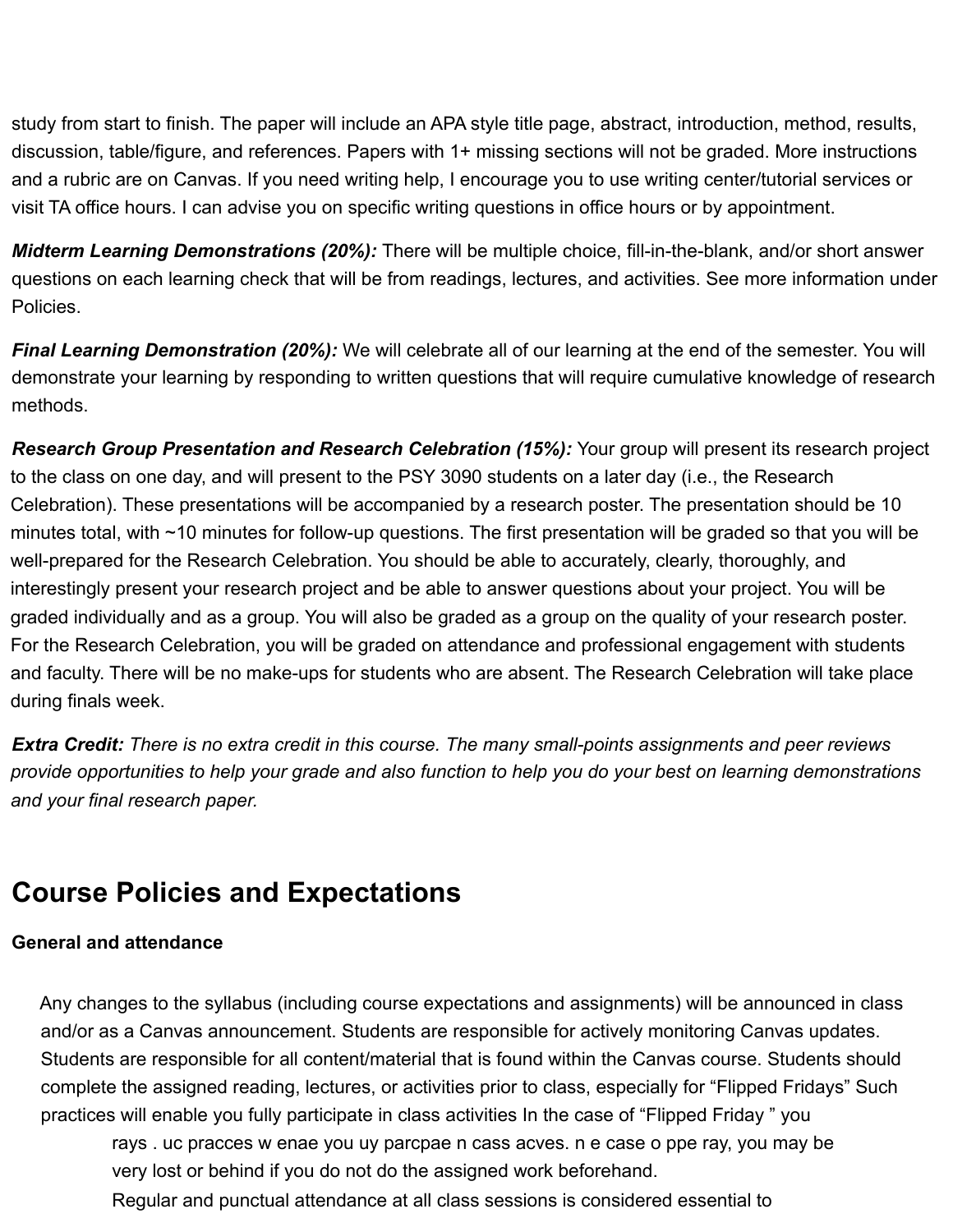study from start to finish. The paper will include an APA style title page, abstract, introduction, method, results, discussion, table/figure, and references. Papers with 1+ missing sections will not be graded. More instructions and a rubric are on Canvas. If you need writing help, I encourage you to use writing center/tutorial services or visit TA office hours. I can advise you on specific writing questions in office hours or by appointment.

***Midterm Learning Demonstrations (20%):*** There will be multiple choice, fill-in-the-blank, and/or short answer questions on each learning check that will be from readings, lectures, and activities. See more information under Policies.

***Final Learning Demonstration (20%):*** We will celebrate all of our learning at the end of the semester. You will demonstrate your learning by responding to written questions that will require cumulative knowledge of research methods.

***Research Group Presentation and Research Celebration (15%):*** Your group will present its research project to the class on one day, and will present to the PSY 3090 students on a later day (i.e., the Research Celebration). These presentations will be accompanied by a research poster. The presentation should be 10 minutes total, with ~10 minutes for follow-up questions. The first presentation will be graded so that you will be well-prepared for the Research Celebration. You should be able to accurately, clearly, thoroughly, and interestingly present your research project and be able to answer questions about your project. You will be graded individually and as a group. You will also be graded as a group on the quality of your research poster. For the Research Celebration, you will be graded on attendance and professional engagement with students and faculty. There will be no make-ups for students who are absent. The Research Celebration will take place during finals week.

***Extra Credit:*** *There is no extra credit in this course. The many small-points assignments and peer reviews provide opportunities to help your grade and also function to help you do your best on learning demonstrations and your final research paper.*

## Course Policies and Expectations

**General and attendance**

Any changes to the syllabus (including course expectations and assignments) will be announced in class and/or as a Canvas announcement. Students are responsible for actively monitoring Canvas updates. Students are responsible for all content/material that is found within the Canvas course. Students should complete the assigned reading, lectures, or activities prior to class, especially for "Flipped Fridays" Such practices will enable you fully participate in class activities In the case of "Flipped Friday " you

rays . uc pracces w enae you uy parcpae n cass acves. n e case o ppe ray, you may be very lost or behind if you do not do the assigned work beforehand.

Regular and punctual attendance at all class sessions is considered essential to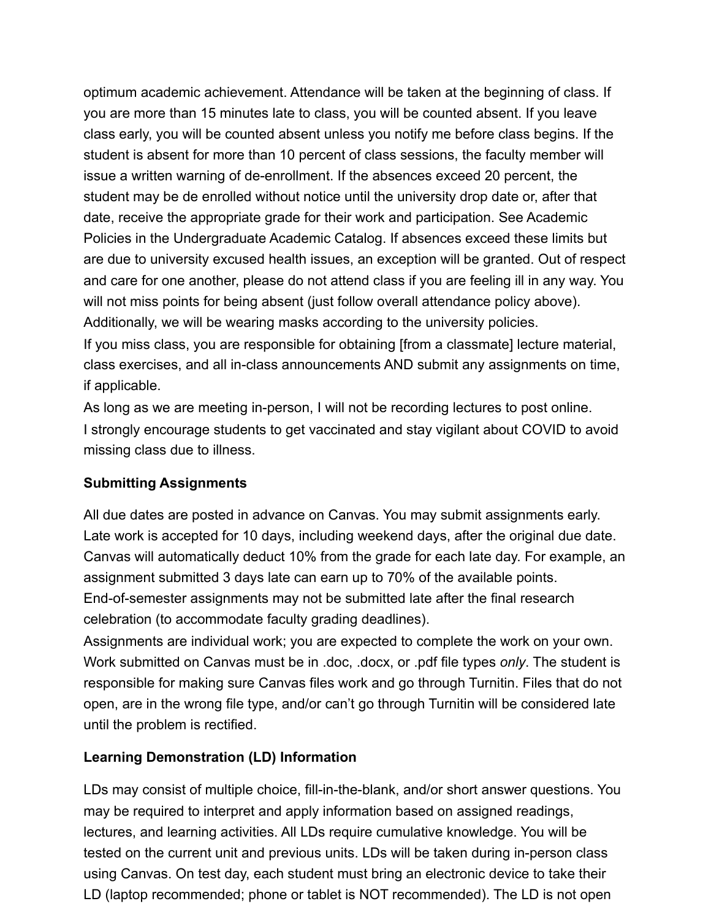optimum academic achievement. Attendance will be taken at the beginning of class. If you are more than 15 minutes late to class, you will be counted absent. If you leave class early, you will be counted absent unless you notify me before class begins. If the student is absent for more than 10 percent of class sessions, the faculty member will issue a written warning of de-enrollment. If the absences exceed 20 percent, the student may be de enrolled without notice until the university drop date or, after that date, receive the appropriate grade for their work and participation. See Academic Policies in the Undergraduate Academic Catalog. If absences exceed these limits but are due to university excused health issues, an exception will be granted. Out of respect and care for one another, please do not attend class if you are feeling ill in any way. You will not miss points for being absent (just follow overall attendance policy above). Additionally, we will be wearing masks according to the university policies.

If you miss class, you are responsible for obtaining [from a classmate] lecture material, class exercises, and all in-class announcements AND submit any assignments on time, if applicable.

As long as we are meeting in-person, I will not be recording lectures to post online.

I strongly encourage students to get vaccinated and stay vigilant about COVID to avoid missing class due to illness.

**Submitting Assignments**

All due dates are posted in advance on Canvas. You may submit assignments early. Late work is accepted for 10 days, including weekend days, after the original due date. Canvas will automatically deduct 10% from the grade for each late day. For example, an assignment submitted 3 days late can earn up to 70% of the available points.

End-of-semester assignments may not be submitted late after the final research celebration (to accommodate faculty grading deadlines).

Assignments are individual work; you are expected to complete the work on your own. Work submitted on Canvas must be in .doc, .docx, or .pdf file types *only*. The student is responsible for making sure Canvas files work and go through Turnitin. Files that do not open, are in the wrong file type, and/or can't go through Turnitin will be considered late until the problem is rectified.

**Learning Demonstration (LD) Information**

LDs may consist of multiple choice, fill-in-the-blank, and/or short answer questions. You may be required to interpret and apply information based on assigned readings, lectures, and learning activities. All LDs require cumulative knowledge. You will be tested on the current unit and previous units. LDs will be taken during in-person class using Canvas. On test day, each student must bring an electronic device to take their LD (laptop recommended; phone or tablet is NOT recommended). The LD is not open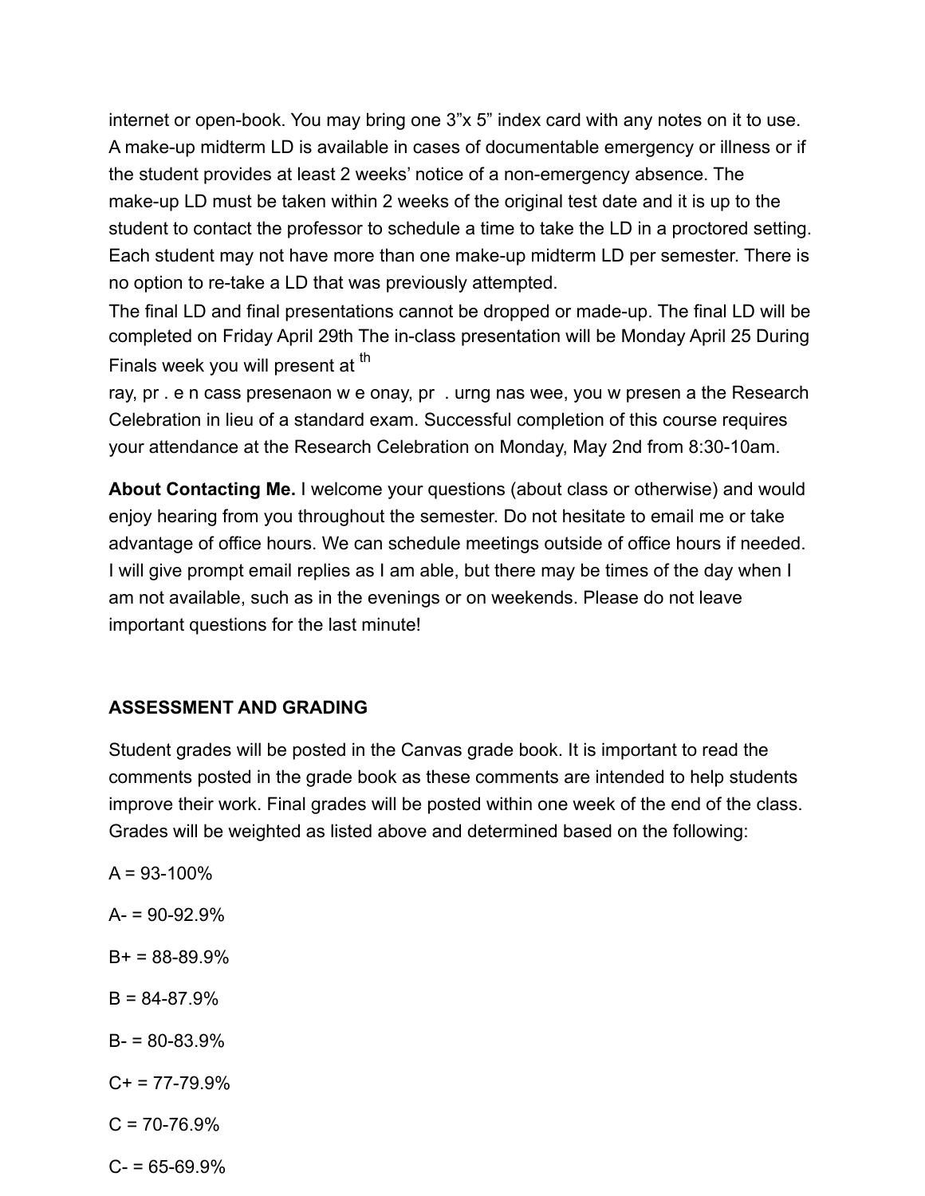internet or open-book. You may bring one 3"x 5" index card with any notes on it to use. A make-up midterm LD is available in cases of documentable emergency or illness or if the student provides at least 2 weeks' notice of a non-emergency absence. The make-up LD must be taken within 2 weeks of the original test date and it is up to the student to contact the professor to schedule a time to take the LD in a proctored setting. Each student may not have more than one make-up midterm LD per semester. There is no option to re-take a LD that was previously attempted.

The final LD and final presentations cannot be dropped or made-up. The final LD will be completed on Friday April 29th The in-class presentation will be Monday April 25 During Finals week you will present at th

ray, pr . e n cass presenaon w e onay, pr . urng nas wee, you w presen a the Research Celebration in lieu of a standard exam. Successful completion of this course requires your attendance at the Research Celebration on Monday, May 2nd from 8:30-10am.

**About Contacting Me.** I welcome your questions (about class or otherwise) and would enjoy hearing from you throughout the semester. Do not hesitate to email me or take advantage of office hours. We can schedule meetings outside of office hours if needed. I will give prompt email replies as I am able, but there may be times of the day when I am not available, such as in the evenings or on weekends. Please do not leave important questions for the last minute!

**ASSESSMENT AND GRADING**

Student grades will be posted in the Canvas grade book. It is important to read the comments posted in the grade book as these comments are intended to help students improve their work. Final grades will be posted within one week of the end of the class. Grades will be weighted as listed above and determined based on the following:

A = 93-100%

A- = 90-92.9%

B+ = 88-89.9%

B = 84-87.9%

B- = 80-83.9%

C+ = 77-79.9%

C = 70-76.9%

C- = 65-69.9%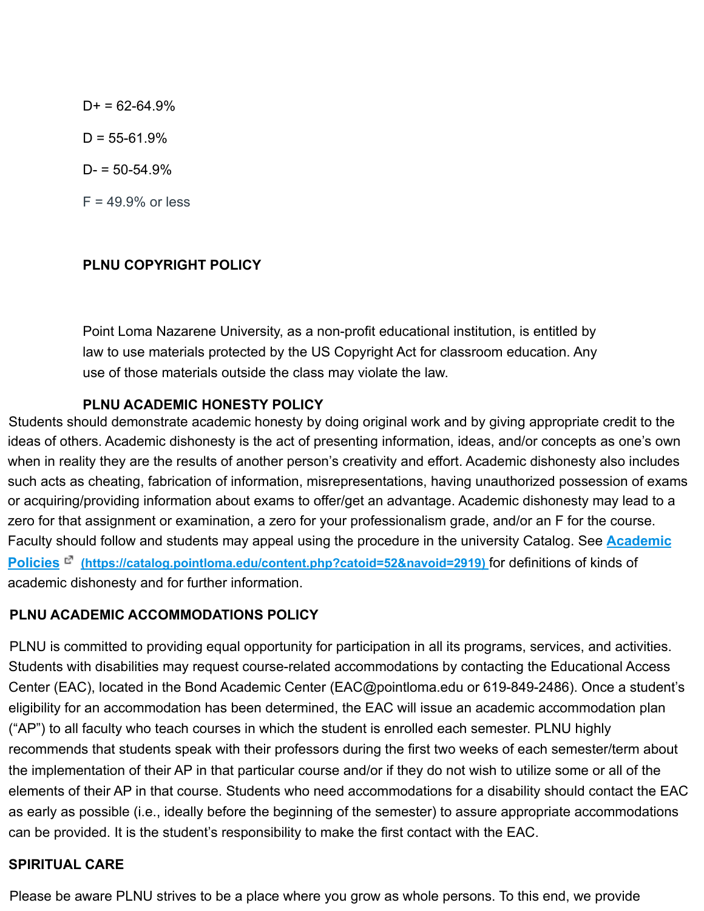D+ = 62-64.9%

D = 55-61.9%

D- = 50-54.9%

F = 49.9% or less

**PLNU COPYRIGHT POLICY**

Point Loma Nazarene University, as a non-profit educational institution, is entitled by law to use materials protected by the US Copyright Act for classroom education. Any use of those materials outside the class may violate the law.

**PLNU ACADEMIC HONESTY POLICY**

Students should demonstrate academic honesty by doing original work and by giving appropriate credit to the ideas of others. Academic dishonesty is the act of presenting information, ideas, and/or concepts as one's own when in reality they are the results of another person's creativity and effort. Academic dishonesty also includes such acts as cheating, fabrication of information, misrepresentations, having unauthorized possession of exams or acquiring/providing information about exams to offer/get an advantage. Academic dishonesty may lead to a zero for that assignment or examination, a zero for your professionalism grade, and/or an F for the course. Faculty should follow and students may appeal using the procedure in the university Catalog. See [Academic Policies](https://catalog.pointloma.edu/content.php?catoid=52&navoid=2919) (https://catalog.pointloma.edu/content.php?catoid=52&navoid=2919) for definitions of kinds of academic dishonesty and for further information.

**PLNU ACADEMIC ACCOMMODATIONS POLICY**

PLNU is committed to providing equal opportunity for participation in all its programs, services, and activities. Students with disabilities may request course-related accommodations by contacting the Educational Access Center (EAC), located in the Bond Academic Center (EAC@pointloma.edu or 619-849-2486). Once a student's eligibility for an accommodation has been determined, the EAC will issue an academic accommodation plan ("AP") to all faculty who teach courses in which the student is enrolled each semester. PLNU highly recommends that students speak with their professors during the first two weeks of each semester/term about the implementation of their AP in that particular course and/or if they do not wish to utilize some or all of the elements of their AP in that course. Students who need accommodations for a disability should contact the EAC as early as possible (i.e., ideally before the beginning of the semester) to assure appropriate accommodations can be provided. It is the student's responsibility to make the first contact with the EAC.

**SPIRITUAL CARE**

Please be aware PLNU strives to be a place where you grow as whole persons. To this end, we provide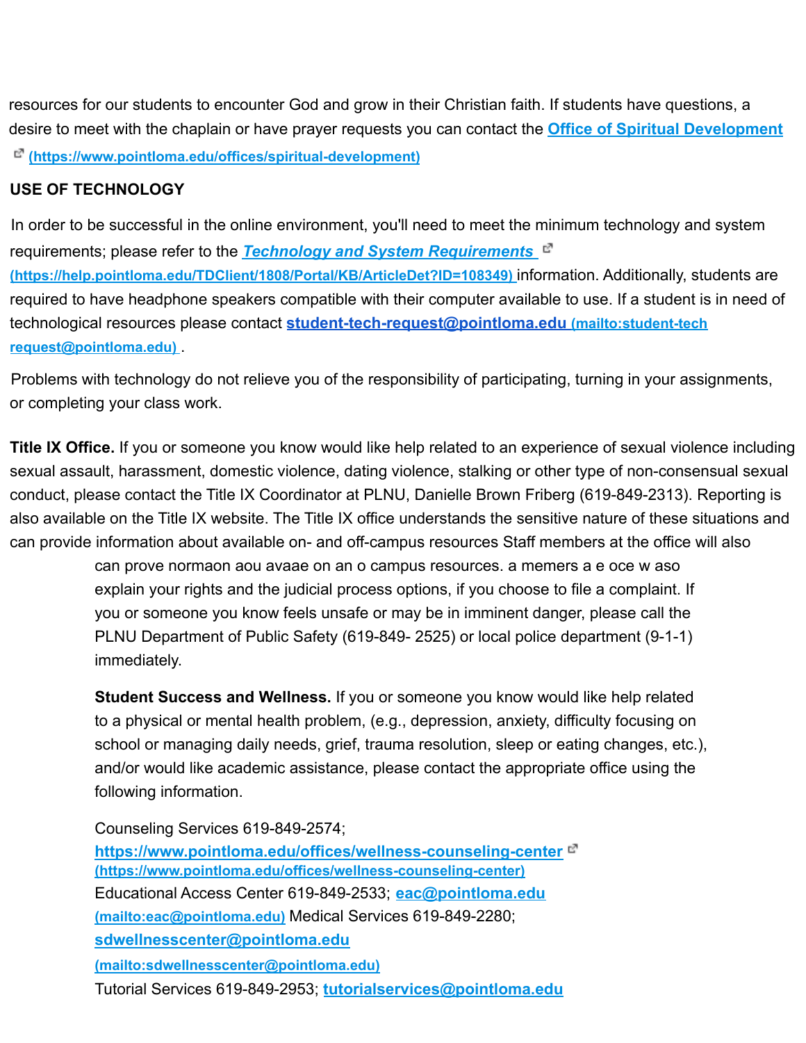resources for our students to encounter God and grow in their Christian faith. If students have questions, a desire to meet with the chaplain or have prayer requests you can contact the [Office of Spiritual Development (https://www.pointloma.edu/offices/spiritual-development)](https://www.pointloma.edu/offices/spiritual-development)

**USE OF TECHNOLOGY**

In order to be successful in the online environment, you'll need to meet the minimum technology and system requirements; please refer to the [***Technology and System Requirements*** (https://help.pointloma.edu/TDClient/1808/Portal/KB/ArticleDet?ID=108349)](https://help.pointloma.edu/TDClient/1808/Portal/KB/ArticleDet?ID=108349) information. Additionally, students are required to have headphone speakers compatible with their computer available to use. If a student is in need of technological resources please contact [**student-tech-request@pointloma.edu** (mailto:student-tech request@pointloma.edu)](mailto:student-tech-request@pointloma.edu) .

Problems with technology do not relieve you of the responsibility of participating, turning in your assignments, or completing your class work.

**Title IX Office.** If you or someone you know would like help related to an experience of sexual violence including sexual assault, harassment, domestic violence, dating violence, stalking or other type of non-consensual sexual conduct, please contact the Title IX Coordinator at PLNU, Danielle Brown Friberg (619-849-2313). Reporting is also available on the Title IX website. The Title IX office understands the sensitive nature of these situations and can provide information about available on- and off-campus resources Staff members at the office will also can prove normaon aou avaae on an o campus resources. a memers a e oce w aso explain your rights and the judicial process options, if you choose to file a complaint. If you or someone you know feels unsafe or may be in imminent danger, please call the PLNU Department of Public Safety (619-849- 2525) or local police department (9-1-1) immediately.

**Student Success and Wellness.** If you or someone you know would like help related to a physical or mental health problem, (e.g., depression, anxiety, difficulty focusing on school or managing daily needs, grief, trauma resolution, sleep or eating changes, etc.), and/or would like academic assistance, please contact the appropriate office using the following information.

Counseling Services 619-849-2574; [**https://www.pointloma.edu/offices/wellness-counseling-center** (https://www.pointloma.edu/offices/wellness-counseling-center)](https://www.pointloma.edu/offices/wellness-counseling-center)
Educational Access Center 619-849-2533; [**eac@pointloma.edu** (mailto:eac@pointloma.edu)](mailto:eac@pointloma.edu) Medical Services 619-849-2280; [**sdwellnesscenter@pointloma.edu** (mailto:sdwellnesscenter@pointloma.edu)](mailto:sdwellnesscenter@pointloma.edu)
Tutorial Services 619-849-2953; [**tutorialservices@pointloma.edu**](mailto:tutorialservices@pointloma.edu)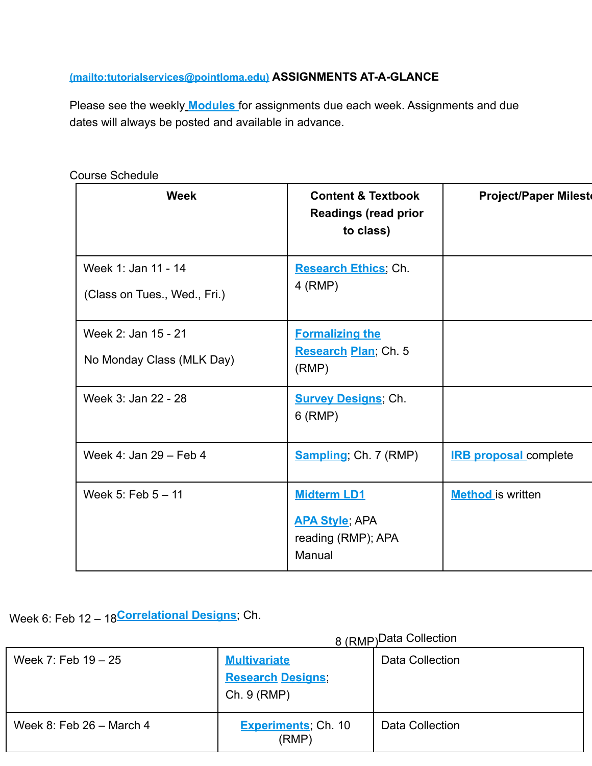(mailto:tutorialservices@pointloma.edu) **ASSIGNMENTS AT-A-GLANCE**

Please see the weekly **Modules** for assignments due each week. Assignments and due dates will always be posted and available in advance.

Course Schedule

| Week | Content & Textbook Readings (read prior to class) | Project/Paper Milesto |
|---|---|---|
| Week 1: Jan 11 - 14<br>(Class on Tues., Wed., Fri.) | **Research Ethics**; Ch. 4 (RMP) | |
| Week 2: Jan 15 - 21<br>No Monday Class (MLK Day) | **Formalizing the Research Plan**; Ch. 5 (RMP) | |
| Week 3: Jan 22 - 28 | **Survey Designs**; Ch. 6 (RMP) | |
| Week 4: Jan 29 – Feb 4 | **Sampling**; Ch. 7 (RMP) | **IRB proposal** complete |
| Week 5: Feb 5 – 11 | **Midterm LD1**<br>**APA Style**; APA reading (RMP); APA Manual | **Method** is written |
| Week 6: Feb 12 – 18 | **Correlational Designs**; Ch. 8 (RMP) | Data Collection |
| Week 7: Feb 19 – 25 | **Multivariate Research Designs**; Ch. 9 (RMP) | Data Collection |
| Week 8: Feb 26 – March 4 | **Experiments**; Ch. 10 (RMP) | Data Collection |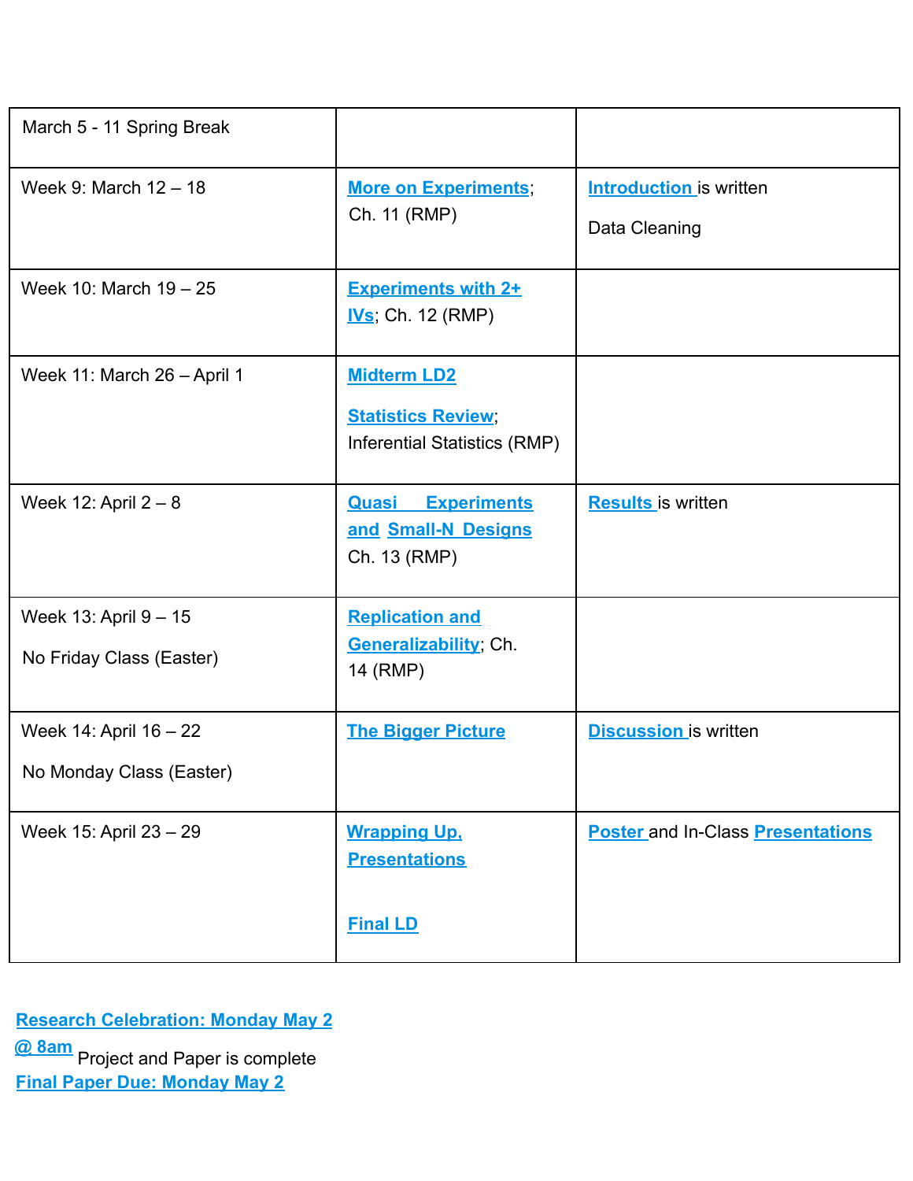| | | |
|---|---|---|
| March 5 - 11 Spring Break | | |
| Week 9: March 12 – 18 | More on Experiments; Ch. 11 (RMP) | Introduction is written<br><br>Data Cleaning |
| Week 10: March 19 – 25 | Experiments with 2+ IVs; Ch. 12 (RMP) | |
| Week 11: March 26 – April 1 | Midterm LD2<br><br>Statistics Review; Inferential Statistics (RMP) | |
| Week 12: April 2 – 8 | Quasi Experiments and Small-N Designs Ch. 13 (RMP) | Results is written |
| Week 13: April 9 – 15<br><br>No Friday Class (Easter) | Replication and Generalizability; Ch. 14 (RMP) | |
| Week 14: April 16 – 22<br><br>No Monday Class (Easter) | The Bigger Picture | Discussion is written |
| Week 15: April 23 – 29 | Wrapping Up, Presentations<br><br>Final LD | Poster and In-Class Presentations |

Research Celebration: Monday May 2 @ 8am Project and Paper is complete
Final Paper Due: Monday May 2